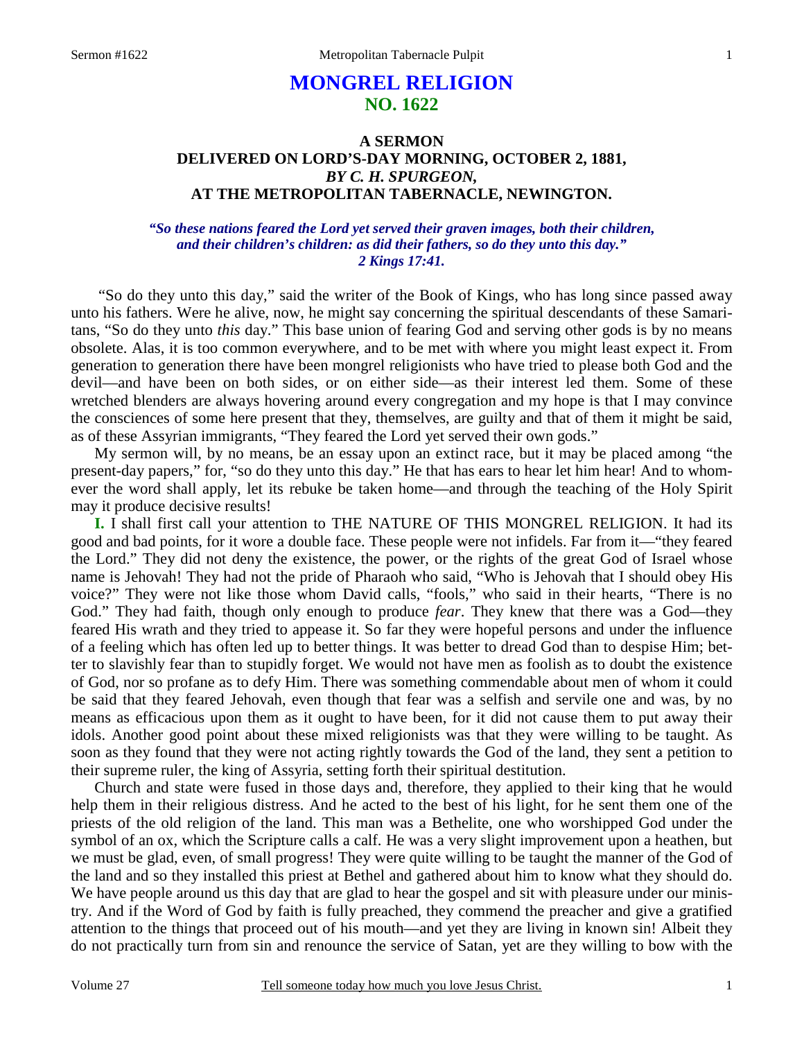# MONGREL RELIGION
## NO. 1622

### A SERMON
### DELIVERED ON LORD'S-DAY MORNING, OCTOBER 2, 1881,
### *BY C. H. SPURGEON,*
### AT THE METROPOLITAN TABERNACLE, NEWINGTON.

***"So these nations feared the Lord yet served their graven images, both their children, and their children's children: as did their fathers, so do they unto this day."***
***2 Kings 17:41.***

"So do they unto this day," said the writer of the Book of Kings, who has long since passed away unto his fathers. Were he alive, now, he might say concerning the spiritual descendants of these Samaritans, "So do they unto *this* day." This base union of fearing God and serving other gods is by no means obsolete. Alas, it is too common everywhere, and to be met with where you might least expect it. From generation to generation there have been mongrel religionists who have tried to please both God and the devil—and have been on both sides, or on either side—as their interest led them. Some of these wretched blenders are always hovering around every congregation and my hope is that I may convince the consciences of some here present that they, themselves, are guilty and that of them it might be said, as of these Assyrian immigrants, "They feared the Lord yet served their own gods."

My sermon will, by no means, be an essay upon an extinct race, but it may be placed among "the present-day papers," for, "so do they unto this day." He that has ears to hear let him hear! And to whomever the word shall apply, let its rebuke be taken home—and through the teaching of the Holy Spirit may it produce decisive results!

**I.** I shall first call your attention to THE NATURE OF THIS MONGREL RELIGION. It had its good and bad points, for it wore a double face. These people were not infidels. Far from it—"they feared the Lord." They did not deny the existence, the power, or the rights of the great God of Israel whose name is Jehovah! They had not the pride of Pharaoh who said, "Who is Jehovah that I should obey His voice?" They were not like those whom David calls, "fools," who said in their hearts, "There is no God." They had faith, though only enough to produce *fear*. They knew that there was a God—they feared His wrath and they tried to appease it. So far they were hopeful persons and under the influence of a feeling which has often led up to better things. It was better to dread God than to despise Him; better to slavishly fear than to stupidly forget. We would not have men as foolish as to doubt the existence of God, nor so profane as to defy Him. There was something commendable about men of whom it could be said that they feared Jehovah, even though that fear was a selfish and servile one and was, by no means as efficacious upon them as it ought to have been, for it did not cause them to put away their idols. Another good point about these mixed religionists was that they were willing to be taught. As soon as they found that they were not acting rightly towards the God of the land, they sent a petition to their supreme ruler, the king of Assyria, setting forth their spiritual destitution.

Church and state were fused in those days and, therefore, they applied to their king that he would help them in their religious distress. And he acted to the best of his light, for he sent them one of the priests of the old religion of the land. This man was a Bethelite, one who worshipped God under the symbol of an ox, which the Scripture calls a calf. He was a very slight improvement upon a heathen, but we must be glad, even, of small progress! They were quite willing to be taught the manner of the God of the land and so they installed this priest at Bethel and gathered about him to know what they should do. We have people around us this day that are glad to hear the gospel and sit with pleasure under our ministry. And if the Word of God by faith is fully preached, they commend the preacher and give a gratified attention to the things that proceed out of his mouth—and yet they are living in known sin! Albeit they do not practically turn from sin and renounce the service of Satan, yet are they willing to bow with the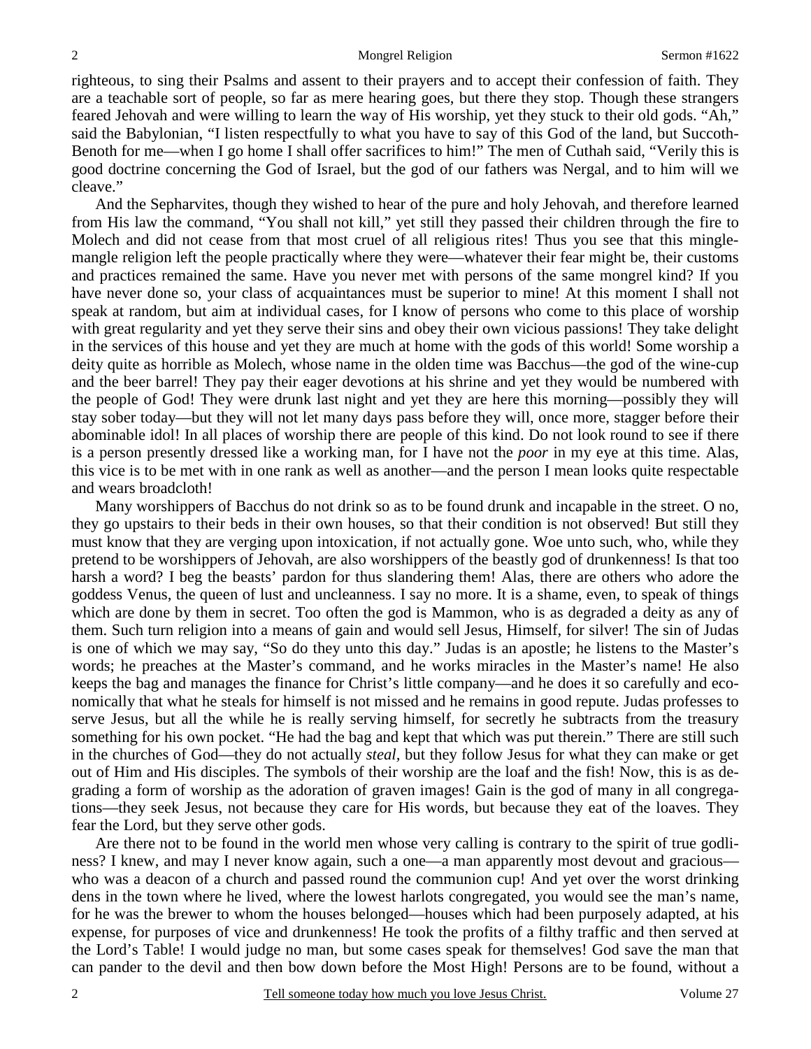righteous, to sing their Psalms and assent to their prayers and to accept their confession of faith. They are a teachable sort of people, so far as mere hearing goes, but there they stop. Though these strangers feared Jehovah and were willing to learn the way of His worship, yet they stuck to their old gods. "Ah," said the Babylonian, "I listen respectfully to what you have to say of this God of the land, but Succoth-Benoth for me—when I go home I shall offer sacrifices to him!" The men of Cuthah said, "Verily this is good doctrine concerning the God of Israel, but the god of our fathers was Nergal, and to him will we cleave."

And the Sepharvites, though they wished to hear of the pure and holy Jehovah, and therefore learned from His law the command, "You shall not kill," yet still they passed their children through the fire to Molech and did not cease from that most cruel of all religious rites! Thus you see that this mingle-mangle religion left the people practically where they were—whatever their fear might be, their customs and practices remained the same. Have you never met with persons of the same mongrel kind? If you have never done so, your class of acquaintances must be superior to mine! At this moment I shall not speak at random, but aim at individual cases, for I know of persons who come to this place of worship with great regularity and yet they serve their sins and obey their own vicious passions! They take delight in the services of this house and yet they are much at home with the gods of this world! Some worship a deity quite as horrible as Molech, whose name in the olden time was Bacchus—the god of the wine-cup and the beer barrel! They pay their eager devotions at his shrine and yet they would be numbered with the people of God! They were drunk last night and yet they are here this morning—possibly they will stay sober today—but they will not let many days pass before they will, once more, stagger before their abominable idol! In all places of worship there are people of this kind. Do not look round to see if there is a person presently dressed like a working man, for I have not the *poor* in my eye at this time. Alas, this vice is to be met with in one rank as well as another—and the person I mean looks quite respectable and wears broadcloth!

Many worshippers of Bacchus do not drink so as to be found drunk and incapable in the street. O no, they go upstairs to their beds in their own houses, so that their condition is not observed! But still they must know that they are verging upon intoxication, if not actually gone. Woe unto such, who, while they pretend to be worshippers of Jehovah, are also worshippers of the beastly god of drunkenness! Is that too harsh a word? I beg the beasts' pardon for thus slandering them! Alas, there are others who adore the goddess Venus, the queen of lust and uncleanness. I say no more. It is a shame, even, to speak of things which are done by them in secret. Too often the god is Mammon, who is as degraded a deity as any of them. Such turn religion into a means of gain and would sell Jesus, Himself, for silver! The sin of Judas is one of which we may say, "So do they unto this day." Judas is an apostle; he listens to the Master's words; he preaches at the Master's command, and he works miracles in the Master's name! He also keeps the bag and manages the finance for Christ's little company—and he does it so carefully and economically that what he steals for himself is not missed and he remains in good repute. Judas professes to serve Jesus, but all the while he is really serving himself, for secretly he subtracts from the treasury something for his own pocket. "He had the bag and kept that which was put therein." There are still such in the churches of God—they do not actually *steal*, but they follow Jesus for what they can make or get out of Him and His disciples. The symbols of their worship are the loaf and the fish! Now, this is as degrading a form of worship as the adoration of graven images! Gain is the god of many in all congregations—they seek Jesus, not because they care for His words, but because they eat of the loaves. They fear the Lord, but they serve other gods.

Are there not to be found in the world men whose very calling is contrary to the spirit of true godliness? I knew, and may I never know again, such a one—a man apparently most devout and gracious—who was a deacon of a church and passed round the communion cup! And yet over the worst drinking dens in the town where he lived, where the lowest harlots congregated, you would see the man's name, for he was the brewer to whom the houses belonged—houses which had been purposely adapted, at his expense, for purposes of vice and drunkenness! He took the profits of a filthy traffic and then served at the Lord's Table! I would judge no man, but some cases speak for themselves! God save the man that can pander to the devil and then bow down before the Most High! Persons are to be found, without a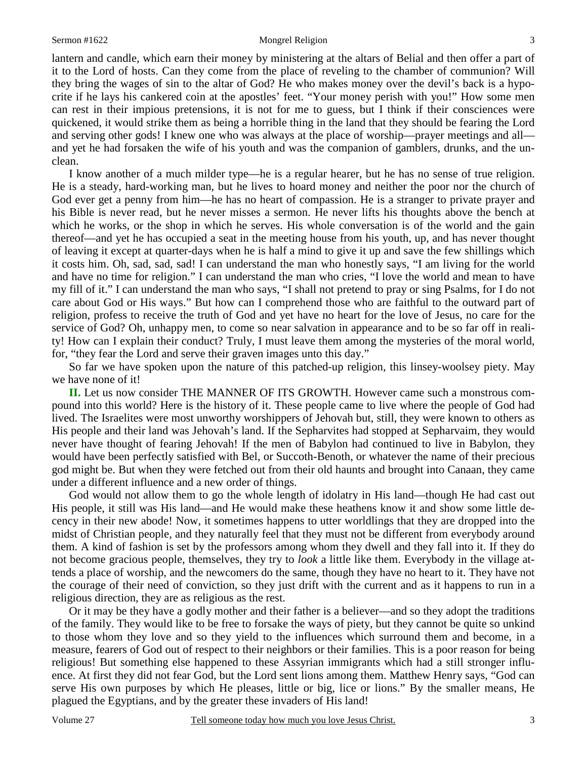lantern and candle, which earn their money by ministering at the altars of Belial and then offer a part of it to the Lord of hosts. Can they come from the place of reveling to the chamber of communion? Will they bring the wages of sin to the altar of God? He who makes money over the devil's back is a hypocrite if he lays his cankered coin at the apostles' feet. "Your money perish with you!" How some men can rest in their impious pretensions, it is not for me to guess, but I think if their consciences were quickened, it would strike them as being a horrible thing in the land that they should be fearing the Lord and serving other gods! I knew one who was always at the place of worship—prayer meetings and all—and yet he had forsaken the wife of his youth and was the companion of gamblers, drunks, and the unclean.

I know another of a much milder type—he is a regular hearer, but he has no sense of true religion. He is a steady, hard-working man, but he lives to hoard money and neither the poor nor the church of God ever get a penny from him—he has no heart of compassion. He is a stranger to private prayer and his Bible is never read, but he never misses a sermon. He never lifts his thoughts above the bench at which he works, or the shop in which he serves. His whole conversation is of the world and the gain thereof—and yet he has occupied a seat in the meeting house from his youth, up, and has never thought of leaving it except at quarter-days when he is half a mind to give it up and save the few shillings which it costs him. Oh, sad, sad, sad! I can understand the man who honestly says, "I am living for the world and have no time for religion." I can understand the man who cries, "I love the world and mean to have my fill of it." I can understand the man who says, "I shall not pretend to pray or sing Psalms, for I do not care about God or His ways." But how can I comprehend those who are faithful to the outward part of religion, profess to receive the truth of God and yet have no heart for the love of Jesus, no care for the service of God? Oh, unhappy men, to come so near salvation in appearance and to be so far off in reality! How can I explain their conduct? Truly, I must leave them among the mysteries of the moral world, for, "they fear the Lord and serve their graven images unto this day."

So far we have spoken upon the nature of this patched-up religion, this linsey-woolsey piety. May we have none of it!

**II.** Let us now consider THE MANNER OF ITS GROWTH. However came such a monstrous compound into this world? Here is the history of it. These people came to live where the people of God had lived. The Israelites were most unworthy worshippers of Jehovah but, still, they were known to others as His people and their land was Jehovah's land. If the Sepharvites had stopped at Sepharvaim, they would never have thought of fearing Jehovah! If the men of Babylon had continued to live in Babylon, they would have been perfectly satisfied with Bel, or Succoth-Benoth, or whatever the name of their precious god might be. But when they were fetched out from their old haunts and brought into Canaan, they came under a different influence and a new order of things.

God would not allow them to go the whole length of idolatry in His land—though He had cast out His people, it still was His land—and He would make these heathens know it and show some little decency in their new abode! Now, it sometimes happens to utter worldlings that they are dropped into the midst of Christian people, and they naturally feel that they must not be different from everybody around them. A kind of fashion is set by the professors among whom they dwell and they fall into it. If they do not become gracious people, themselves, they try to *look* a little like them. Everybody in the village attends a place of worship, and the newcomers do the same, though they have no heart to it. They have not the courage of their need of conviction, so they just drift with the current and as it happens to run in a religious direction, they are as religious as the rest.

Or it may be they have a godly mother and their father is a believer—and so they adopt the traditions of the family. They would like to be free to forsake the ways of piety, but they cannot be quite so unkind to those whom they love and so they yield to the influences which surround them and become, in a measure, fearers of God out of respect to their neighbors or their families. This is a poor reason for being religious! But something else happened to these Assyrian immigrants which had a still stronger influence. At first they did not fear God, but the Lord sent lions among them. Matthew Henry says, "God can serve His own purposes by which He pleases, little or big, lice or lions." By the smaller means, He plagued the Egyptians, and by the greater these invaders of His land!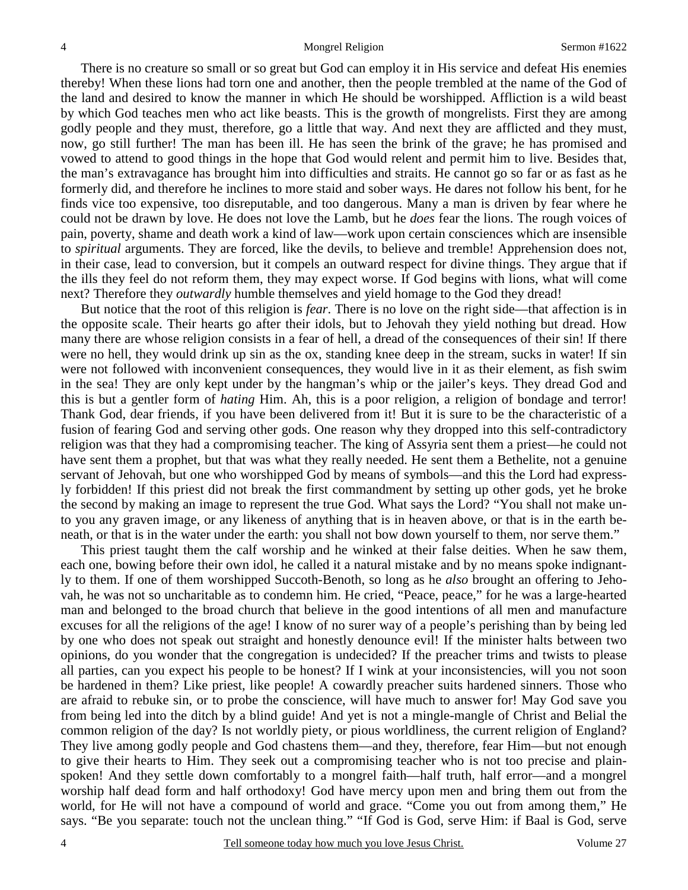There is no creature so small or so great but God can employ it in His service and defeat His enemies thereby! When these lions had torn one and another, then the people trembled at the name of the God of the land and desired to know the manner in which He should be worshipped. Affliction is a wild beast by which God teaches men who act like beasts. This is the growth of mongrelists. First they are among godly people and they must, therefore, go a little that way. And next they are afflicted and they must, now, go still further! The man has been ill. He has seen the brink of the grave; he has promised and vowed to attend to good things in the hope that God would relent and permit him to live. Besides that, the man's extravagance has brought him into difficulties and straits. He cannot go so far or as fast as he formerly did, and therefore he inclines to more staid and sober ways. He dares not follow his bent, for he finds vice too expensive, too disreputable, and too dangerous. Many a man is driven by fear where he could not be drawn by love. He does not love the Lamb, but he *does* fear the lions. The rough voices of pain, poverty, shame and death work a kind of law—work upon certain consciences which are insensible to *spiritual* arguments. They are forced, like the devils, to believe and tremble! Apprehension does not, in their case, lead to conversion, but it compels an outward respect for divine things. They argue that if the ills they feel do not reform them, they may expect worse. If God begins with lions, what will come next? Therefore they *outwardly* humble themselves and yield homage to the God they dread!

But notice that the root of this religion is *fear*. There is no love on the right side—that affection is in the opposite scale. Their hearts go after their idols, but to Jehovah they yield nothing but dread. How many there are whose religion consists in a fear of hell, a dread of the consequences of their sin! If there were no hell, they would drink up sin as the ox, standing knee deep in the stream, sucks in water! If sin were not followed with inconvenient consequences, they would live in it as their element, as fish swim in the sea! They are only kept under by the hangman's whip or the jailer's keys. They dread God and this is but a gentler form of *hating* Him. Ah, this is a poor religion, a religion of bondage and terror! Thank God, dear friends, if you have been delivered from it! But it is sure to be the characteristic of a fusion of fearing God and serving other gods. One reason why they dropped into this self-contradictory religion was that they had a compromising teacher. The king of Assyria sent them a priest—he could not have sent them a prophet, but that was what they really needed. He sent them a Bethelite, not a genuine servant of Jehovah, but one who worshipped God by means of symbols—and this the Lord had expressly forbidden! If this priest did not break the first commandment by setting up other gods, yet he broke the second by making an image to represent the true God. What says the Lord? "You shall not make unto you any graven image, or any likeness of anything that is in heaven above, or that is in the earth beneath, or that is in the water under the earth: you shall not bow down yourself to them, nor serve them."

This priest taught them the calf worship and he winked at their false deities. When he saw them, each one, bowing before their own idol, he called it a natural mistake and by no means spoke indignantly to them. If one of them worshipped Succoth-Benoth, so long as he *also* brought an offering to Jehovah, he was not so uncharitable as to condemn him. He cried, "Peace, peace," for he was a large-hearted man and belonged to the broad church that believe in the good intentions of all men and manufacture excuses for all the religions of the age! I know of no surer way of a people's perishing than by being led by one who does not speak out straight and honestly denounce evil! If the minister halts between two opinions, do you wonder that the congregation is undecided? If the preacher trims and twists to please all parties, can you expect his people to be honest? If I wink at your inconsistencies, will you not soon be hardened in them? Like priest, like people! A cowardly preacher suits hardened sinners. Those who are afraid to rebuke sin, or to probe the conscience, will have much to answer for! May God save you from being led into the ditch by a blind guide! And yet is not a mingle-mangle of Christ and Belial the common religion of the day? Is not worldly piety, or pious worldliness, the current religion of England? They live among godly people and God chastens them—and they, therefore, fear Him—but not enough to give their hearts to Him. They seek out a compromising teacher who is not too precise and plain-spoken! And they settle down comfortably to a mongrel faith—half truth, half error—and a mongrel worship half dead form and half orthodoxy! God have mercy upon men and bring them out from the world, for He will not have a compound of world and grace. "Come you out from among them," He says. "Be you separate: touch not the unclean thing." "If God is God, serve Him: if Baal is God, serve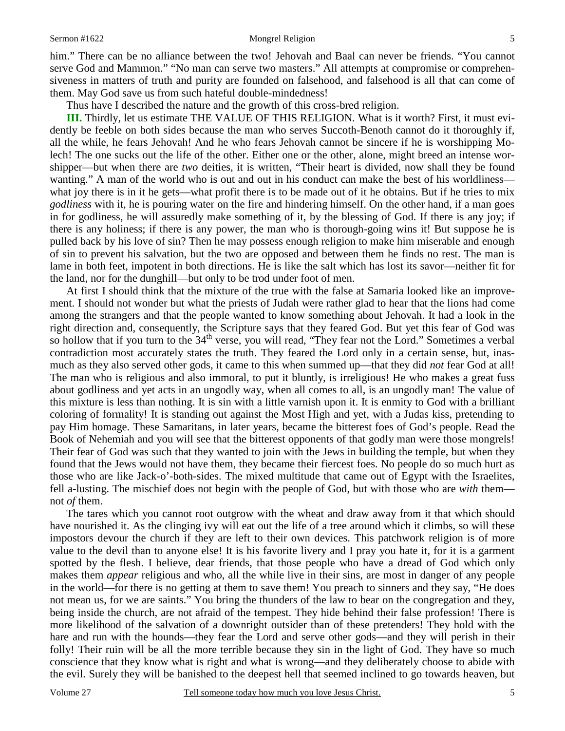him." There can be no alliance between the two! Jehovah and Baal can never be friends. "You cannot serve God and Mammon." "No man can serve two masters." All attempts at compromise or comprehensiveness in matters of truth and purity are founded on falsehood, and falsehood is all that can come of them. May God save us from such hateful double-mindedness!

Thus have I described the nature and the growth of this cross-bred religion.

**III.** Thirdly, let us estimate THE VALUE OF THIS RELIGION. What is it worth? First, it must evidently be feeble on both sides because the man who serves Succoth-Benoth cannot do it thoroughly if, all the while, he fears Jehovah! And he who fears Jehovah cannot be sincere if he is worshipping Molech! The one sucks out the life of the other. Either one or the other, alone, might breed an intense worshipper—but when there are *two* deities, it is written, "Their heart is divided, now shall they be found wanting." A man of the world who is out and out in his conduct can make the best of his worldliness—what joy there is in it he gets—what profit there is to be made out of it he obtains. But if he tries to mix *godliness* with it, he is pouring water on the fire and hindering himself. On the other hand, if a man goes in for godliness, he will assuredly make something of it, by the blessing of God. If there is any joy; if there is any holiness; if there is any power, the man who is thorough-going wins it! But suppose he is pulled back by his love of sin? Then he may possess enough religion to make him miserable and enough of sin to prevent his salvation, but the two are opposed and between them he finds no rest. The man is lame in both feet, impotent in both directions. He is like the salt which has lost its savor—neither fit for the land, nor for the dunghill—but only to be trod under foot of men.

At first I should think that the mixture of the true with the false at Samaria looked like an improvement. I should not wonder but what the priests of Judah were rather glad to hear that the lions had come among the strangers and that the people wanted to know something about Jehovah. It had a look in the right direction and, consequently, the Scripture says that they feared God. But yet this fear of God was so hollow that if you turn to the 34th verse, you will read, "They fear not the Lord." Sometimes a verbal contradiction most accurately states the truth. They feared the Lord only in a certain sense, but, inasmuch as they also served other gods, it came to this when summed up—that they did *not* fear God at all! The man who is religious and also immoral, to put it bluntly, is irreligious! He who makes a great fuss about godliness and yet acts in an ungodly way, when all comes to all, is an ungodly man! The value of this mixture is less than nothing. It is sin with a little varnish upon it. It is enmity to God with a brilliant coloring of formality! It is standing out against the Most High and yet, with a Judas kiss, pretending to pay Him homage. These Samaritans, in later years, became the bitterest foes of God's people. Read the Book of Nehemiah and you will see that the bitterest opponents of that godly man were those mongrels! Their fear of God was such that they wanted to join with the Jews in building the temple, but when they found that the Jews would not have them, they became their fiercest foes. No people do so much hurt as those who are like Jack-o'-both-sides. The mixed multitude that came out of Egypt with the Israelites, fell a-lusting. The mischief does not begin with the people of God, but with those who are *with* them—not *of* them.

The tares which you cannot root outgrow with the wheat and draw away from it that which should have nourished it. As the clinging ivy will eat out the life of a tree around which it climbs, so will these impostors devour the church if they are left to their own devices. This patchwork religion is of more value to the devil than to anyone else! It is his favorite livery and I pray you hate it, for it is a garment spotted by the flesh. I believe, dear friends, that those people who have a dread of God which only makes them *appear* religious and who, all the while live in their sins, are most in danger of any people in the world—for there is no getting at them to save them! You preach to sinners and they say, "He does not mean us, for we are saints." You bring the thunders of the law to bear on the congregation and they, being inside the church, are not afraid of the tempest. They hide behind their false profession! There is more likelihood of the salvation of a downright outsider than of these pretenders! They hold with the hare and run with the hounds—they fear the Lord and serve other gods—and they will perish in their folly! Their ruin will be all the more terrible because they sin in the light of God. They have so much conscience that they know what is right and what is wrong—and they deliberately choose to abide with the evil. Surely they will be banished to the deepest hell that seemed inclined to go towards heaven, but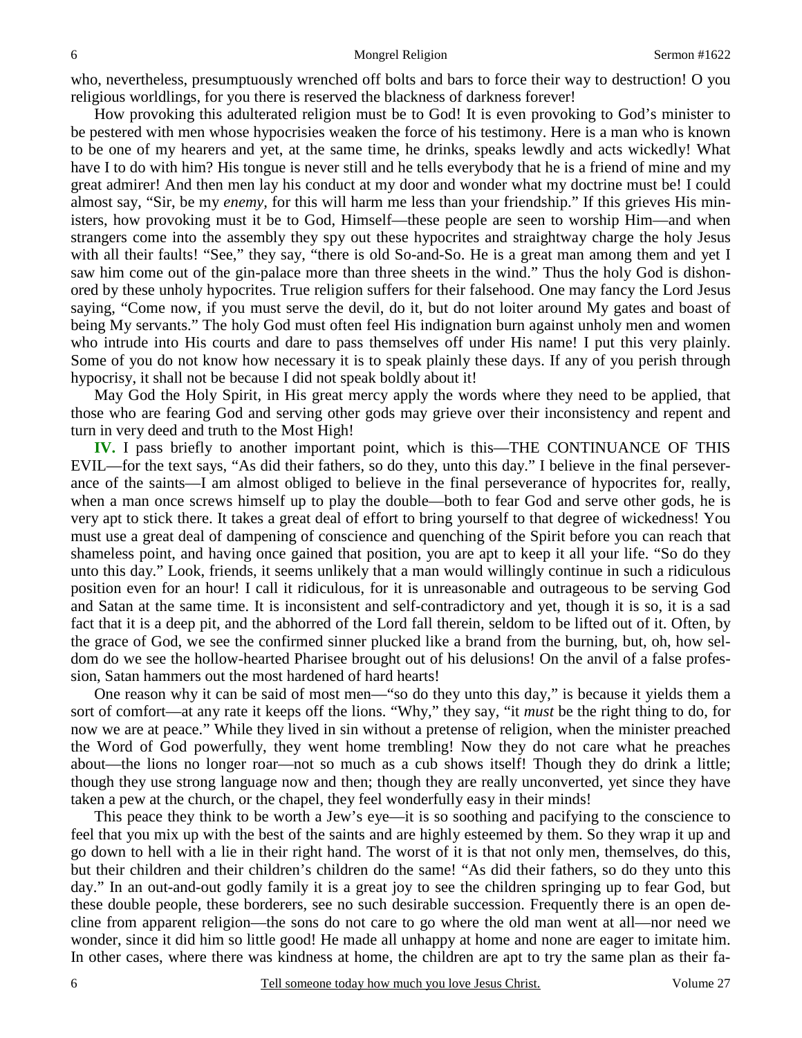who, nevertheless, presumptuously wrenched off bolts and bars to force their way to destruction! O you religious worldlings, for you there is reserved the blackness of darkness forever!

How provoking this adulterated religion must be to God! It is even provoking to God's minister to be pestered with men whose hypocrisies weaken the force of his testimony. Here is a man who is known to be one of my hearers and yet, at the same time, he drinks, speaks lewdly and acts wickedly! What have I to do with him? His tongue is never still and he tells everybody that he is a friend of mine and my great admirer! And then men lay his conduct at my door and wonder what my doctrine must be! I could almost say, "Sir, be my *enemy,* for this will harm me less than your friendship." If this grieves His ministers, how provoking must it be to God, Himself—these people are seen to worship Him—and when strangers come into the assembly they spy out these hypocrites and straightway charge the holy Jesus with all their faults! "See," they say, "there is old So-and-So. He is a great man among them and yet I saw him come out of the gin-palace more than three sheets in the wind." Thus the holy God is dishonored by these unholy hypocrites. True religion suffers for their falsehood. One may fancy the Lord Jesus saying, "Come now, if you must serve the devil, do it, but do not loiter around My gates and boast of being My servants." The holy God must often feel His indignation burn against unholy men and women who intrude into His courts and dare to pass themselves off under His name! I put this very plainly. Some of you do not know how necessary it is to speak plainly these days. If any of you perish through hypocrisy, it shall not be because I did not speak boldly about it!

May God the Holy Spirit, in His great mercy apply the words where they need to be applied, that those who are fearing God and serving other gods may grieve over their inconsistency and repent and turn in very deed and truth to the Most High!

**IV.** I pass briefly to another important point, which is this—THE CONTINUANCE OF THIS EVIL—for the text says, "As did their fathers, so do they, unto this day." I believe in the final perseverance of the saints—I am almost obliged to believe in the final perseverance of hypocrites for, really, when a man once screws himself up to play the double—both to fear God and serve other gods, he is very apt to stick there. It takes a great deal of effort to bring yourself to that degree of wickedness! You must use a great deal of dampening of conscience and quenching of the Spirit before you can reach that shameless point, and having once gained that position, you are apt to keep it all your life. "So do they unto this day." Look, friends, it seems unlikely that a man would willingly continue in such a ridiculous position even for an hour! I call it ridiculous, for it is unreasonable and outrageous to be serving God and Satan at the same time. It is inconsistent and self-contradictory and yet, though it is so, it is a sad fact that it is a deep pit, and the abhorred of the Lord fall therein, seldom to be lifted out of it. Often, by the grace of God, we see the confirmed sinner plucked like a brand from the burning, but, oh, how seldom do we see the hollow-hearted Pharisee brought out of his delusions! On the anvil of a false profession, Satan hammers out the most hardened of hard hearts!

One reason why it can be said of most men—"so do they unto this day," is because it yields them a sort of comfort—at any rate it keeps off the lions. "Why," they say, "it *must* be the right thing to do, for now we are at peace." While they lived in sin without a pretense of religion, when the minister preached the Word of God powerfully, they went home trembling! Now they do not care what he preaches about—the lions no longer roar—not so much as a cub shows itself! Though they do drink a little; though they use strong language now and then; though they are really unconverted, yet since they have taken a pew at the church, or the chapel, they feel wonderfully easy in their minds!

This peace they think to be worth a Jew's eye—it is so soothing and pacifying to the conscience to feel that you mix up with the best of the saints and are highly esteemed by them. So they wrap it up and go down to hell with a lie in their right hand. The worst of it is that not only men, themselves, do this, but their children and their children's children do the same! "As did their fathers, so do they unto this day." In an out-and-out godly family it is a great joy to see the children springing up to fear God, but these double people, these borderers, see no such desirable succession. Frequently there is an open decline from apparent religion—the sons do not care to go where the old man went at all—nor need we wonder, since it did him so little good! He made all unhappy at home and none are eager to imitate him. In other cases, where there was kindness at home, the children are apt to try the same plan as their fa-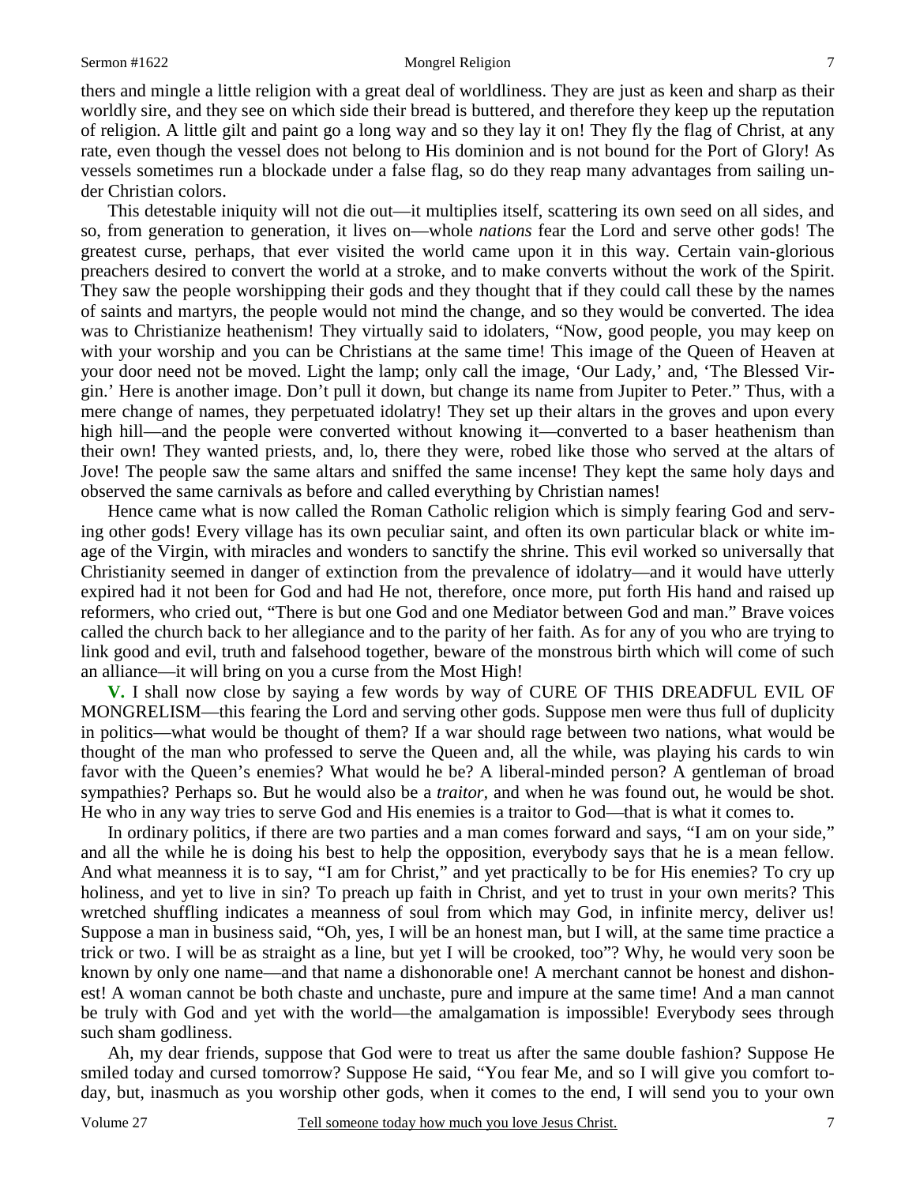thers and mingle a little religion with a great deal of worldliness. They are just as keen and sharp as their worldly sire, and they see on which side their bread is buttered, and therefore they keep up the reputation of religion. A little gilt and paint go a long way and so they lay it on! They fly the flag of Christ, at any rate, even though the vessel does not belong to His dominion and is not bound for the Port of Glory! As vessels sometimes run a blockade under a false flag, so do they reap many advantages from sailing under Christian colors.

This detestable iniquity will not die out—it multiplies itself, scattering its own seed on all sides, and so, from generation to generation, it lives on—whole *nations* fear the Lord and serve other gods! The greatest curse, perhaps, that ever visited the world came upon it in this way. Certain vain-glorious preachers desired to convert the world at a stroke, and to make converts without the work of the Spirit. They saw the people worshipping their gods and they thought that if they could call these by the names of saints and martyrs, the people would not mind the change, and so they would be converted. The idea was to Christianize heathenism! They virtually said to idolaters, "Now, good people, you may keep on with your worship and you can be Christians at the same time! This image of the Queen of Heaven at your door need not be moved. Light the lamp; only call the image, 'Our Lady,' and, 'The Blessed Virgin.' Here is another image. Don't pull it down, but change its name from Jupiter to Peter." Thus, with a mere change of names, they perpetuated idolatry! They set up their altars in the groves and upon every high hill—and the people were converted without knowing it—converted to a baser heathenism than their own! They wanted priests, and, lo, there they were, robed like those who served at the altars of Jove! The people saw the same altars and sniffed the same incense! They kept the same holy days and observed the same carnivals as before and called everything by Christian names!

Hence came what is now called the Roman Catholic religion which is simply fearing God and serving other gods! Every village has its own peculiar saint, and often its own particular black or white image of the Virgin, with miracles and wonders to sanctify the shrine. This evil worked so universally that Christianity seemed in danger of extinction from the prevalence of idolatry—and it would have utterly expired had it not been for God and had He not, therefore, once more, put forth His hand and raised up reformers, who cried out, "There is but one God and one Mediator between God and man." Brave voices called the church back to her allegiance and to the parity of her faith. As for any of you who are trying to link good and evil, truth and falsehood together, beware of the monstrous birth which will come of such an alliance—it will bring on you a curse from the Most High!

**V.** I shall now close by saying a few words by way of CURE OF THIS DREADFUL EVIL OF MONGRELISM—this fearing the Lord and serving other gods. Suppose men were thus full of duplicity in politics—what would be thought of them? If a war should rage between two nations, what would be thought of the man who professed to serve the Queen and, all the while, was playing his cards to win favor with the Queen's enemies? What would he be? A liberal-minded person? A gentleman of broad sympathies? Perhaps so. But he would also be a *traitor,* and when he was found out, he would be shot. He who in any way tries to serve God and His enemies is a traitor to God—that is what it comes to.

In ordinary politics, if there are two parties and a man comes forward and says, "I am on your side," and all the while he is doing his best to help the opposition, everybody says that he is a mean fellow. And what meanness it is to say, "I am for Christ," and yet practically to be for His enemies? To cry up holiness, and yet to live in sin? To preach up faith in Christ, and yet to trust in your own merits? This wretched shuffling indicates a meanness of soul from which may God, in infinite mercy, deliver us! Suppose a man in business said, "Oh, yes, I will be an honest man, but I will, at the same time practice a trick or two. I will be as straight as a line, but yet I will be crooked, too"? Why, he would very soon be known by only one name—and that name a dishonorable one! A merchant cannot be honest and dishonest! A woman cannot be both chaste and unchaste, pure and impure at the same time! And a man cannot be truly with God and yet with the world—the amalgamation is impossible! Everybody sees through such sham godliness.

Ah, my dear friends, suppose that God were to treat us after the same double fashion? Suppose He smiled today and cursed tomorrow? Suppose He said, "You fear Me, and so I will give you comfort today, but, inasmuch as you worship other gods, when it comes to the end, I will send you to your own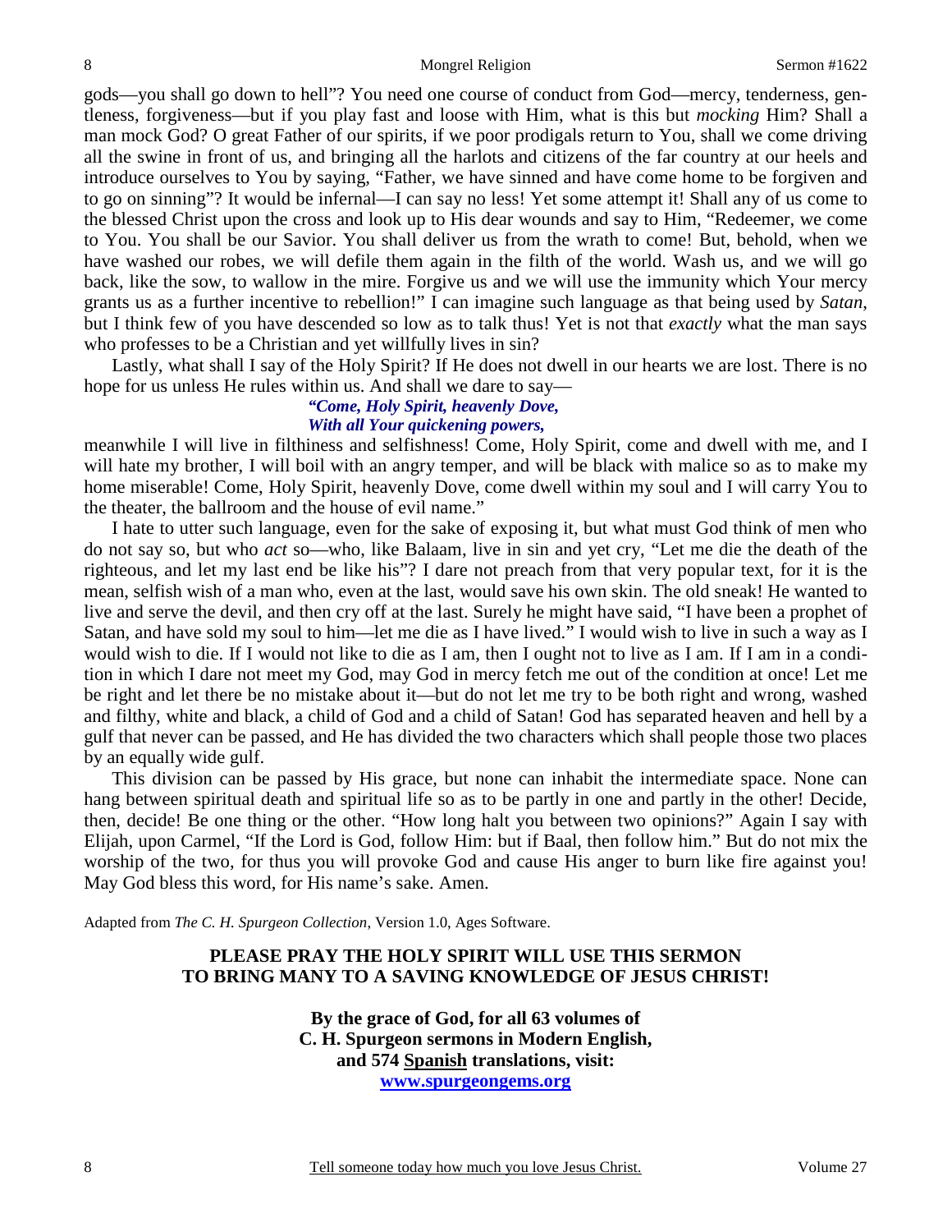gods—you shall go down to hell"? You need one course of conduct from God—mercy, tenderness, gentleness, forgiveness—but if you play fast and loose with Him, what is this but *mocking* Him? Shall a man mock God? O great Father of our spirits, if we poor prodigals return to You, shall we come driving all the swine in front of us, and bringing all the harlots and citizens of the far country at our heels and introduce ourselves to You by saying, "Father, we have sinned and have come home to be forgiven and to go on sinning"? It would be infernal—I can say no less! Yet some attempt it! Shall any of us come to the blessed Christ upon the cross and look up to His dear wounds and say to Him, "Redeemer, we come to You. You shall be our Savior. You shall deliver us from the wrath to come! But, behold, when we have washed our robes, we will defile them again in the filth of the world. Wash us, and we will go back, like the sow, to wallow in the mire. Forgive us and we will use the immunity which Your mercy grants us as a further incentive to rebellion!" I can imagine such language as that being used by *Satan*, but I think few of you have descended so low as to talk thus! Yet is not that *exactly* what the man says who professes to be a Christian and yet willfully lives in sin?

Lastly, what shall I say of the Holy Spirit? If He does not dwell in our hearts we are lost. There is no hope for us unless He rules within us. And shall we dare to say—

***"Come, Holy Spirit, heavenly Dove,***
***With all Your quickening powers,***

meanwhile I will live in filthiness and selfishness! Come, Holy Spirit, come and dwell with me, and I will hate my brother, I will boil with an angry temper, and will be black with malice so as to make my home miserable! Come, Holy Spirit, heavenly Dove, come dwell within my soul and I will carry You to the theater, the ballroom and the house of evil name."

I hate to utter such language, even for the sake of exposing it, but what must God think of men who do not say so, but who *act* so—who, like Balaam, live in sin and yet cry, "Let me die the death of the righteous, and let my last end be like his"? I dare not preach from that very popular text, for it is the mean, selfish wish of a man who, even at the last, would save his own skin. The old sneak! He wanted to live and serve the devil, and then cry off at the last. Surely he might have said, "I have been a prophet of Satan, and have sold my soul to him—let me die as I have lived." I would wish to live in such a way as I would wish to die. If I would not like to die as I am, then I ought not to live as I am. If I am in a condition in which I dare not meet my God, may God in mercy fetch me out of the condition at once! Let me be right and let there be no mistake about it—but do not let me try to be both right and wrong, washed and filthy, white and black, a child of God and a child of Satan! God has separated heaven and hell by a gulf that never can be passed, and He has divided the two characters which shall people those two places by an equally wide gulf.

This division can be passed by His grace, but none can inhabit the intermediate space. None can hang between spiritual death and spiritual life so as to be partly in one and partly in the other! Decide, then, decide! Be one thing or the other. "How long halt you between two opinions?" Again I say with Elijah, upon Carmel, "If the Lord is God, follow Him: but if Baal, then follow him." But do not mix the worship of the two, for thus you will provoke God and cause His anger to burn like fire against you! May God bless this word, for His name's sake. Amen.

Adapted from *The C. H. Spurgeon Collection*, Version 1.0, Ages Software.

**PLEASE PRAY THE HOLY SPIRIT WILL USE THIS SERMON TO BRING MANY TO A SAVING KNOWLEDGE OF JESUS CHRIST!**

**By the grace of God, for all 63 volumes of C. H. Spurgeon sermons in Modern English, and 574 Spanish translations, visit: www.spurgeongems.org**